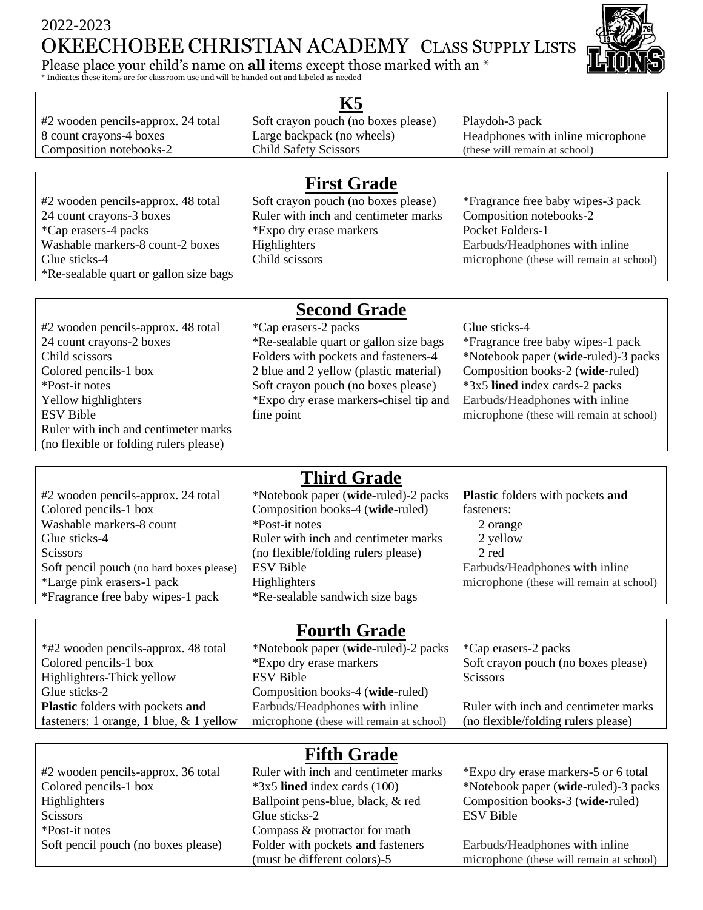2022-2023

# OKEECHOBEE CHRISTIAN ACADEMY CLASS SUPPLY LISTS

Please place your child's name on **all** items except those marked with an *

* Indicates these items are for classroom use and will be handed out and labeled as needed

## K5

- #2 wooden pencils-approx. 24 total
- 8 count crayons-4 boxes
- Composition notebooks-2
- Soft crayon pouch (no boxes please)
- Large backpack (no wheels)
- Child Safety Scissors
- Playdoh-3 pack
- Headphones with inline microphone (these will remain at school)

## First Grade

- #2 wooden pencils-approx. 48 total
- 24 count crayons-3 boxes
- *Cap erasers-4 packs
- Washable markers-8 count-2 boxes
- Glue sticks-4
- *Re-sealable quart or gallon size bags
- Soft crayon pouch (no boxes please)
- Ruler with inch and centimeter marks
- *Expo dry erase markers
- Highlighters
- Child scissors
- *Fragrance free baby wipes-3 pack
- Composition notebooks-2
- Pocket Folders-1
- Earbuds/Headphones **with** inline microphone (these will remain at school)

## Second Grade

- #2 wooden pencils-approx. 48 total
- 24 count crayons-2 boxes
- Child scissors
- Colored pencils-1 box
- *Post-it notes
- Yellow highlighters
- ESV Bible
- Ruler with inch and centimeter marks (no flexible or folding rulers please)
- *Cap erasers-2 packs
- *Re-sealable quart or gallon size bags
- Folders with pockets and fasteners-4 2 blue and 2 yellow (plastic material)
- Soft crayon pouch (no boxes please)
- *Expo dry erase markers-chisel tip and fine point
- Glue sticks-4
- *Fragrance free baby wipes-1 pack
- *Notebook paper (**wide**-ruled)-3 packs
- Composition books-2 (**wide**-ruled)
- *3x5 **lined** index cards-2 packs
- Earbuds/Headphones **with** inline microphone (these will remain at school)

## Third Grade

- #2 wooden pencils-approx. 24 total
- Colored pencils-1 box
- Washable markers-8 count
- Glue sticks-4
- Scissors
- Soft pencil pouch (no hard boxes please)
- *Large pink erasers-1 pack
- *Fragrance free baby wipes-1 pack
- *Notebook paper (**wide**-ruled)-2 packs
- Composition books-4 (**wide**-ruled)
- *Post-it notes
- Ruler with inch and centimeter marks (no flexible/folding rulers please)
- ESV Bible
- Highlighters
- *Re-sealable sandwich size bags
- **Plastic** folders with pockets **and** fasteners:
  - 2 orange
  - 2 yellow
  - 2 red
- Earbuds/Headphones **with** inline microphone (these will remain at school)

## Fourth Grade

- *#2 wooden pencils-approx. 48 total
- Colored pencils-1 box
- Highlighters-Thick yellow
- Glue sticks-2
- **Plastic** folders with pockets **and** fasteners: 1 orange, 1 blue, & 1 yellow
- *Notebook paper (**wide**-ruled)-2 packs
- *Expo dry erase markers
- ESV Bible
- Composition books-4 (**wide**-ruled)
- Earbuds/Headphones **with** inline microphone (these will remain at school)
- *Cap erasers-2 packs
- Soft crayon pouch (no boxes please)
- Scissors
- Ruler with inch and centimeter marks (no flexible/folding rulers please)

## Fifth Grade

- #2 wooden pencils-approx. 36 total
- Colored pencils-1 box
- Highlighters
- Scissors
- *Post-it notes
- Soft pencil pouch (no boxes please)
- Ruler with inch and centimeter marks
- *3x5 **lined** index cards (100)
- Ballpoint pens-blue, black, & red
- Glue sticks-2
- Compass & protractor for math
- Folder with pockets **and** fasteners (must be different colors)-5
- *Expo dry erase markers-5 or 6 total
- *Notebook paper (**wide**-ruled)-3 packs
- Composition books-3 (**wide**-ruled)
- ESV Bible
- Earbuds/Headphones **with** inline microphone (these will remain at school)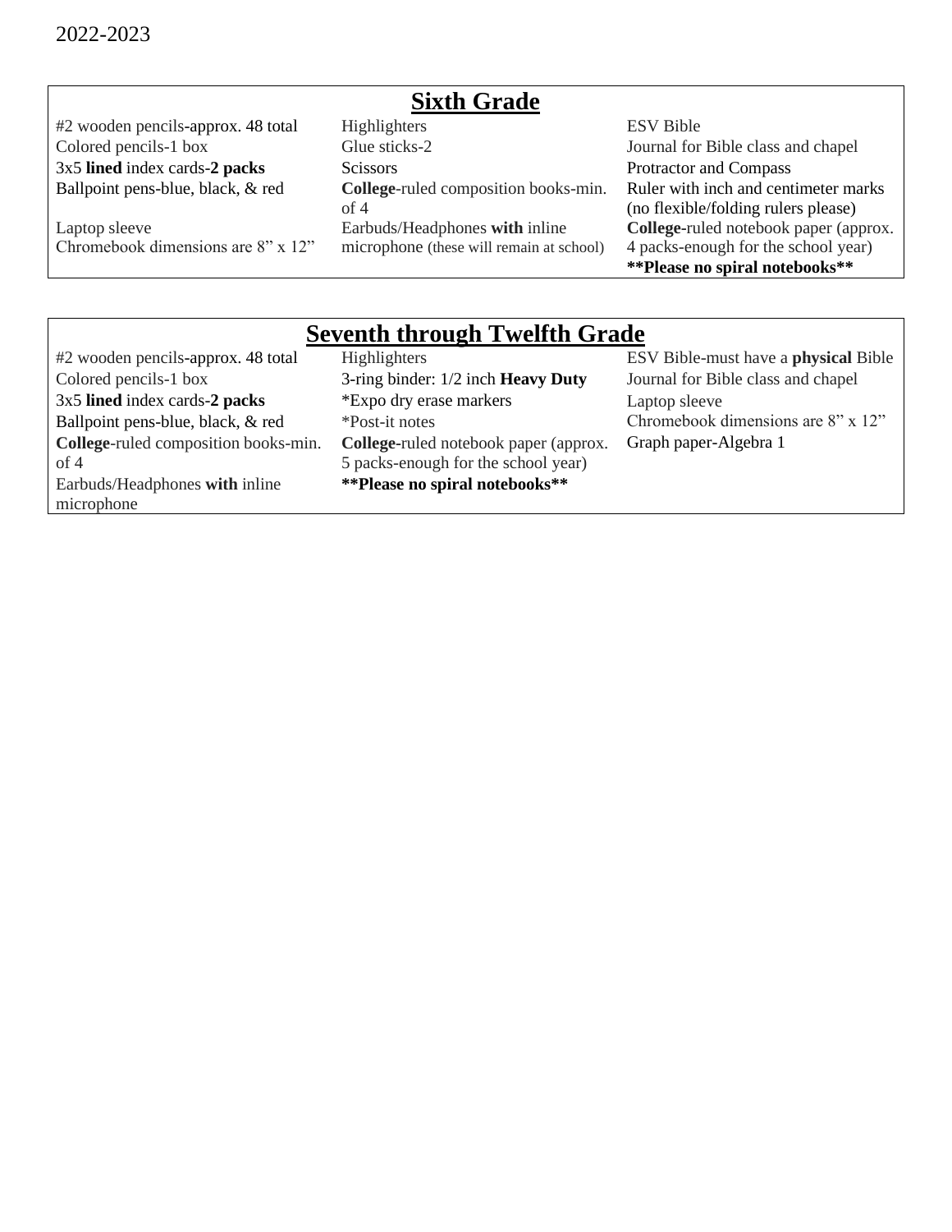2022-2023

## Sixth Grade

| | | |
|---|---|---|
| #2 wooden pencils-approx. 48 total | Highlighters | ESV Bible |
| Colored pencils-1 box | Glue sticks-2 | Journal for Bible class and chapel |
| 3x5 **lined** index cards-**2 packs** | Scissors | Protractor and Compass |
| Ballpoint pens-blue, black, & red | **College**-ruled composition books-min. of 4 | Ruler with inch and centimeter marks (no flexible/folding rulers please) |
| Laptop sleeve Chromebook dimensions are 8" x 12" | Earbuds/Headphones **with** inline microphone (these will remain at school) | **College**-ruled notebook paper (approx. 4 packs-enough for the school year) **\*\*Please no spiral notebooks\*\*** |

## Seventh through Twelfth Grade

| | | |
|---|---|---|
| #2 wooden pencils-approx. 48 total | Highlighters | ESV Bible-must have a **physical** Bible |
| Colored pencils-1 box | 3-ring binder: 1/2 inch **Heavy Duty** | Journal for Bible class and chapel |
| 3x5 **lined** index cards-**2 packs** | *Expo dry erase markers | Laptop sleeve |
| Ballpoint pens-blue, black, & red | *Post-it notes | Chromebook dimensions are 8" x 12" |
| **College**-ruled composition books-min. of 4 | **College**-ruled notebook paper (approx. 5 packs-enough for the school year) | Graph paper-Algebra 1 |
| Earbuds/Headphones **with** inline microphone | **\*\*Please no spiral notebooks\*\*** | |